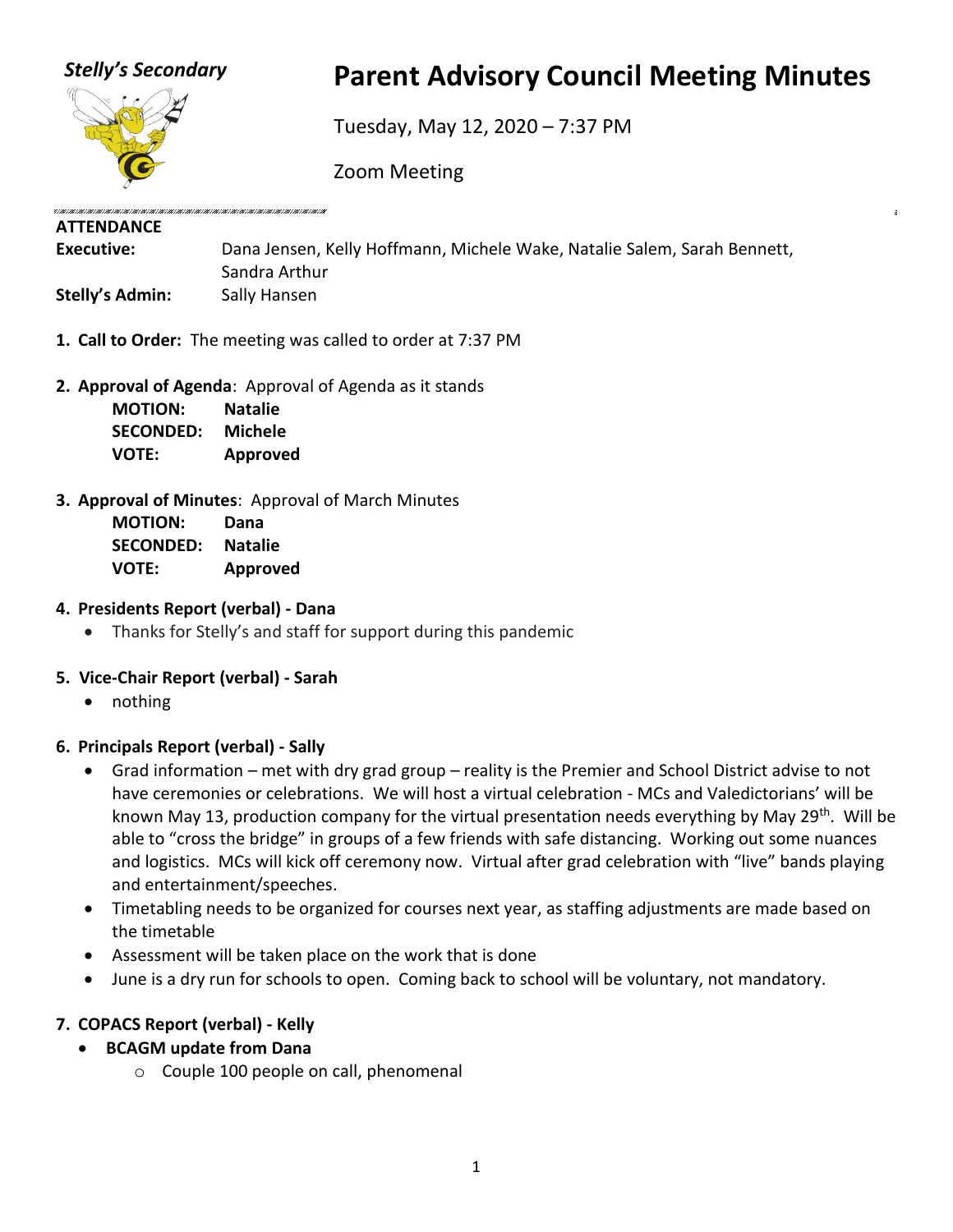*Stelly's Secondary*

# Parent Advisory Council Meeting Minutes

Tuesday, May 12, 2020 – 7:37 PM

Zoom Meeting

**ATTENDANCE**

**Executive:** Dana Jensen, Kelly Hoffmann, Michele Wake, Natalie Salem, Sarah Bennett, Sandra Arthur

**Stelly's Admin:** Sally Hansen

1. **Call to Order:** The meeting was called to order at 7:37 PM

2. **Approval of Agenda**: Approval of Agenda as it stands

   **MOTION:** **Natalie**
   **SECONDED:** **Michele**
   **VOTE:** **Approved**

3. **Approval of Minutes**: Approval of March Minutes

   **MOTION:** **Dana**
   **SECONDED:** **Natalie**
   **VOTE:** **Approved**

4. **Presidents Report (verbal) - Dana**
   - Thanks for Stelly's and staff for support during this pandemic

5. **Vice-Chair Report (verbal) - Sarah**
   - nothing

6. **Principals Report (verbal) - Sally**
   - Grad information – met with dry grad group – reality is the Premier and School District advise to not have ceremonies or celebrations. We will host a virtual celebration - MCs and Valedictorians' will be known May 13, production company for the virtual presentation needs everything by May 29th. Will be able to "cross the bridge" in groups of a few friends with safe distancing. Working out some nuances and logistics. MCs will kick off ceremony now. Virtual after grad celebration with "live" bands playing and entertainment/speeches.
   - Timetabling needs to be organized for courses next year, as staffing adjustments are made based on the timetable
   - Assessment will be taken place on the work that is done
   - June is a dry run for schools to open. Coming back to school will be voluntary, not mandatory.

7. **COPACS Report (verbal) - Kelly**
   - **BCAGM update from Dana**
     - Couple 100 people on call, phenomenal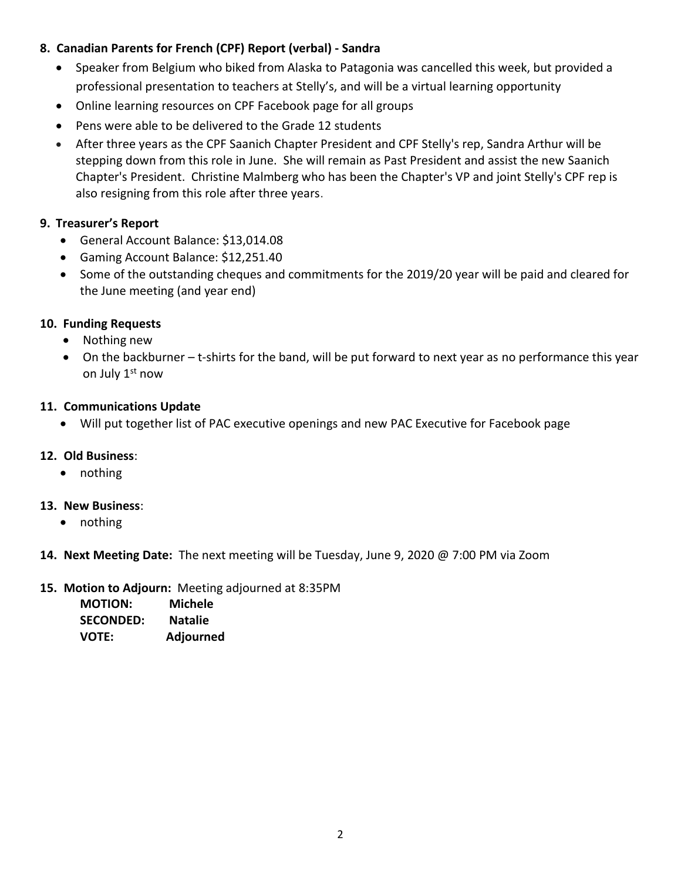**8. Canadian Parents for French (CPF) Report (verbal) - Sandra**

- Speaker from Belgium who biked from Alaska to Patagonia was cancelled this week, but provided a professional presentation to teachers at Stelly's, and will be a virtual learning opportunity
- Online learning resources on CPF Facebook page for all groups
- Pens were able to be delivered to the Grade 12 students
- After three years as the CPF Saanich Chapter President and CPF Stelly's rep, Sandra Arthur will be stepping down from this role in June. She will remain as Past President and assist the new Saanich Chapter's President. Christine Malmberg who has been the Chapter's VP and joint Stelly's CPF rep is also resigning from this role after three years.

**9. Treasurer's Report**

- General Account Balance: $13,014.08
- Gaming Account Balance: $12,251.40
- Some of the outstanding cheques and commitments for the 2019/20 year will be paid and cleared for the June meeting (and year end)

**10. Funding Requests**

- Nothing new
- On the backburner – t-shirts for the band, will be put forward to next year as no performance this year on July 1st now

**11. Communications Update**

- Will put together list of PAC executive openings and new PAC Executive for Facebook page

**12. Old Business**:

- nothing

**13. New Business**:

- nothing

**14. Next Meeting Date:** The next meeting will be Tuesday, June 9, 2020 @ 7:00 PM via Zoom

**15. Motion to Adjourn:** Meeting adjourned at 8:35PM

**MOTION:** **Michele**
**SECONDED:** **Natalie**
**VOTE:** **Adjourned**